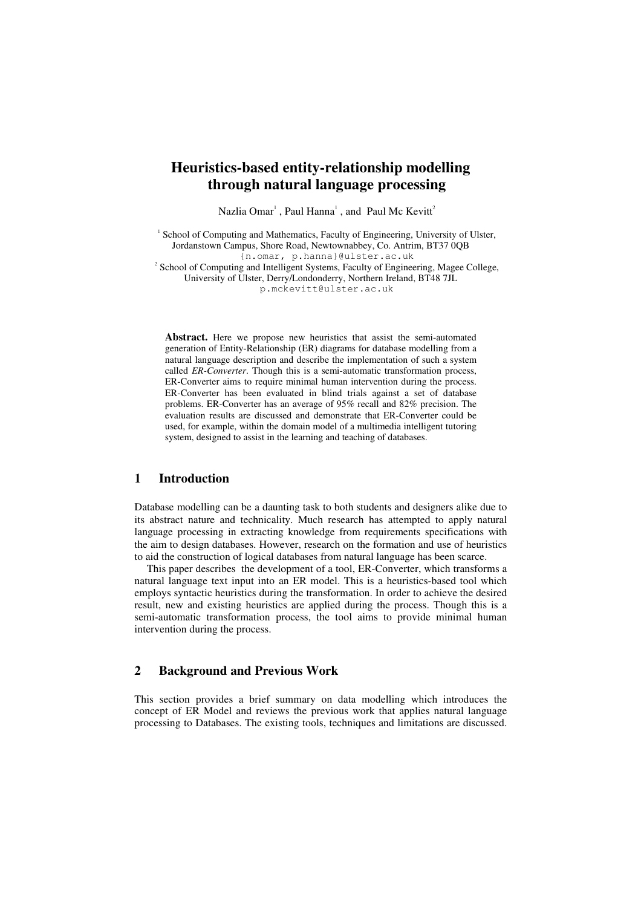# Heuristics-based entity-relationship modelling through natural language processing

Nazlia Omar[1], Paul Hanna[1], and Paul Mc Kevitt[2]

[1] School of Computing and Mathematics, Faculty of Engineering, University of Ulster, Jordanstown Campus, Shore Road, Newtownabbey, Co. Antrim, BT37 0QB
{n.omar, p.hanna}@ulster.ac.uk
[2] School of Computing and Intelligent Systems, Faculty of Engineering, Magee College, University of Ulster, Derry/Londonderry, Northern Ireland, BT48 7JL
p.mckevitt@ulster.ac.uk

**Abstract.** Here we propose new heuristics that assist the semi-automated generation of Entity-Relationship (ER) diagrams for database modelling from a natural language description and describe the implementation of such a system called *ER-Converter*. Though this is a semi-automatic transformation process, ER-Converter aims to require minimal human intervention during the process. ER-Converter has been evaluated in blind trials against a set of database problems. ER-Converter has an average of 95% recall and 82% precision. The evaluation results are discussed and demonstrate that ER-Converter could be used, for example, within the domain model of a multimedia intelligent tutoring system, designed to assist in the learning and teaching of databases.

## 1 Introduction

Database modelling can be a daunting task to both students and designers alike due to its abstract nature and technicality. Much research has attempted to apply natural language processing in extracting knowledge from requirements specifications with the aim to design databases. However, research on the formation and use of heuristics to aid the construction of logical databases from natural language has been scarce.

This paper describes the development of a tool, ER-Converter, which transforms a natural language text input into an ER model. This is a heuristics-based tool which employs syntactic heuristics during the transformation. In order to achieve the desired result, new and existing heuristics are applied during the process. Though this is a semi-automatic transformation process, the tool aims to provide minimal human intervention during the process.

## 2 Background and Previous Work

This section provides a brief summary on data modelling which introduces the concept of ER Model and reviews the previous work that applies natural language processing to Databases. The existing tools, techniques and limitations are discussed.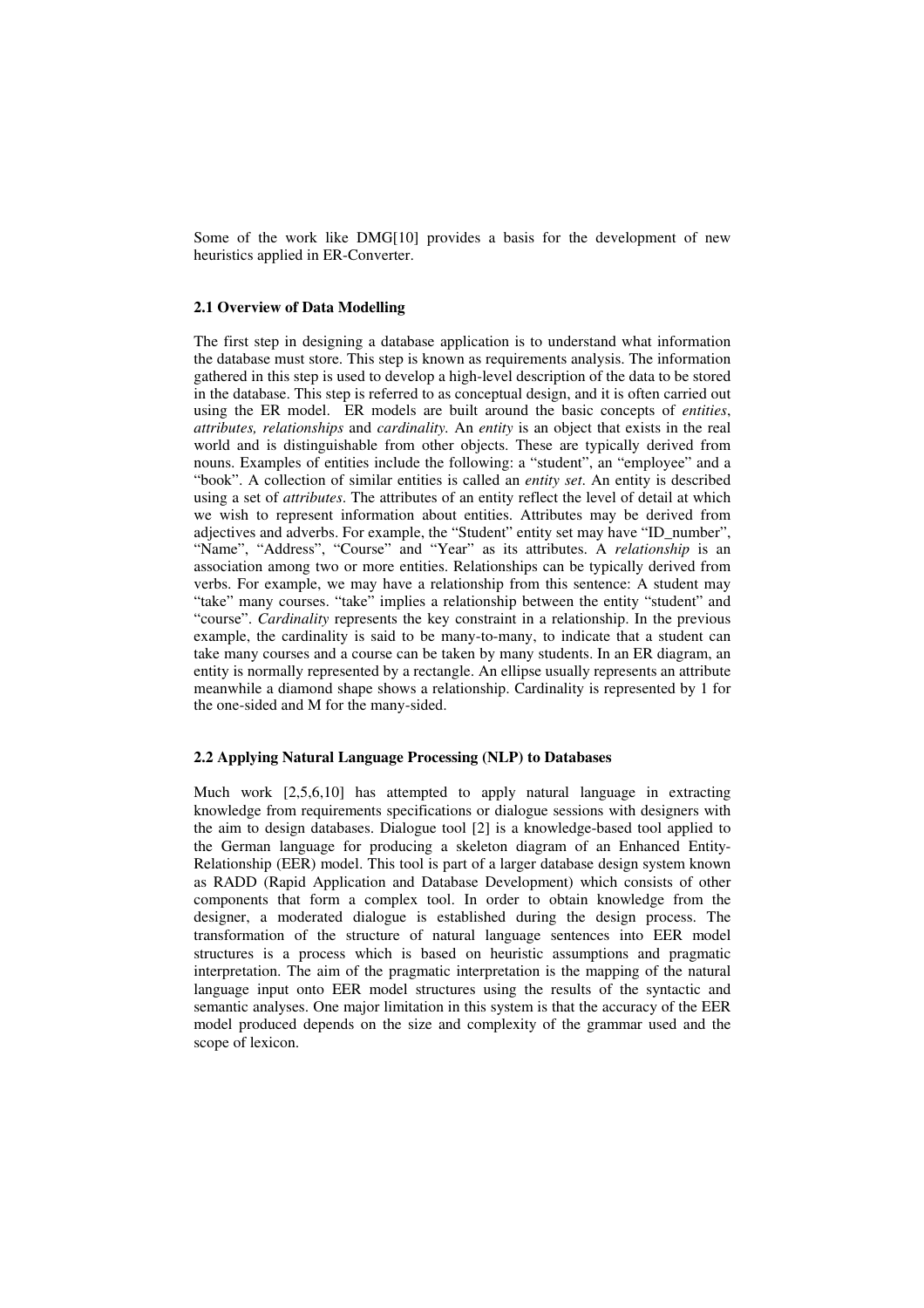Some of the work like DMG[10] provides a basis for the development of new heuristics applied in ER-Converter.

### 2.1 Overview of Data Modelling

The first step in designing a database application is to understand what information the database must store. This step is known as requirements analysis. The information gathered in this step is used to develop a high-level description of the data to be stored in the database. This step is referred to as conceptual design, and it is often carried out using the ER model. ER models are built around the basic concepts of *entities*, *attributes, relationships* and *cardinality.* An *entity* is an object that exists in the real world and is distinguishable from other objects. These are typically derived from nouns. Examples of entities include the following: a "student", an "employee" and a "book". A collection of similar entities is called an *entity set*. An entity is described using a set of *attributes*. The attributes of an entity reflect the level of detail at which we wish to represent information about entities. Attributes may be derived from adjectives and adverbs. For example, the "Student" entity set may have "ID_number", "Name", "Address", "Course" and "Year" as its attributes. A *relationship* is an association among two or more entities. Relationships can be typically derived from verbs. For example, we may have a relationship from this sentence: A student may "take" many courses. "take" implies a relationship between the entity "student" and "course". *Cardinality* represents the key constraint in a relationship. In the previous example, the cardinality is said to be many-to-many, to indicate that a student can take many courses and a course can be taken by many students. In an ER diagram, an entity is normally represented by a rectangle. An ellipse usually represents an attribute meanwhile a diamond shape shows a relationship. Cardinality is represented by 1 for the one-sided and M for the many-sided.

### 2.2 Applying Natural Language Processing (NLP) to Databases

Much work [2,5,6,10] has attempted to apply natural language in extracting knowledge from requirements specifications or dialogue sessions with designers with the aim to design databases. Dialogue tool [2] is a knowledge-based tool applied to the German language for producing a skeleton diagram of an Enhanced Entity-Relationship (EER) model. This tool is part of a larger database design system known as RADD (Rapid Application and Database Development) which consists of other components that form a complex tool. In order to obtain knowledge from the designer, a moderated dialogue is established during the design process. The transformation of the structure of natural language sentences into EER model structures is a process which is based on heuristic assumptions and pragmatic interpretation. The aim of the pragmatic interpretation is the mapping of the natural language input onto EER model structures using the results of the syntactic and semantic analyses. One major limitation in this system is that the accuracy of the EER model produced depends on the size and complexity of the grammar used and the scope of lexicon.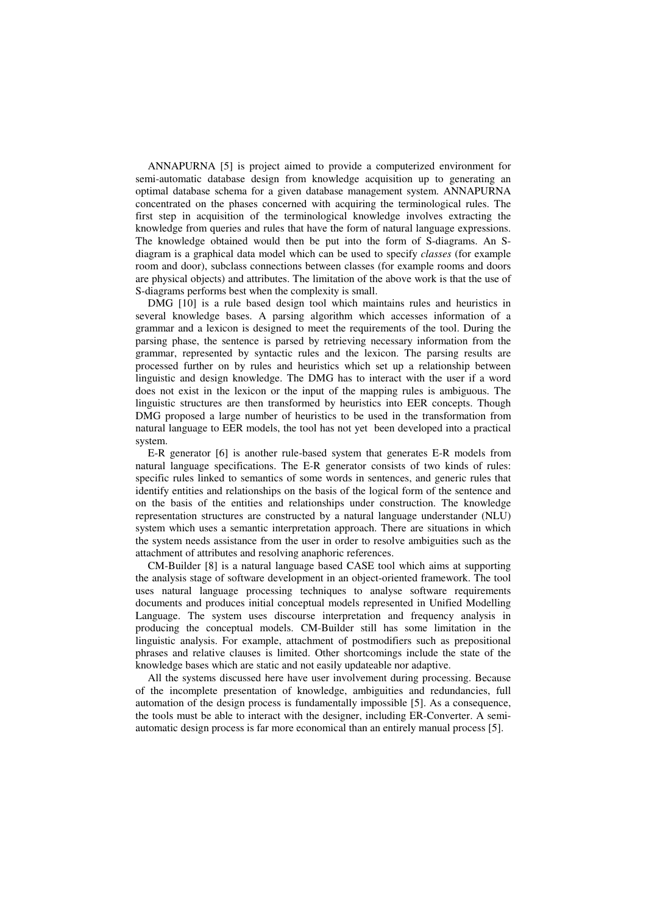ANNAPURNA [5] is project aimed to provide a computerized environment for semi-automatic database design from knowledge acquisition up to generating an optimal database schema for a given database management system. ANNAPURNA concentrated on the phases concerned with acquiring the terminological rules. The first step in acquisition of the terminological knowledge involves extracting the knowledge from queries and rules that have the form of natural language expressions. The knowledge obtained would then be put into the form of S-diagrams. An S-diagram is a graphical data model which can be used to specify *classes* (for example room and door), subclass connections between classes (for example rooms and doors are physical objects) and attributes. The limitation of the above work is that the use of S-diagrams performs best when the complexity is small.

DMG [10] is a rule based design tool which maintains rules and heuristics in several knowledge bases. A parsing algorithm which accesses information of a grammar and a lexicon is designed to meet the requirements of the tool. During the parsing phase, the sentence is parsed by retrieving necessary information from the grammar, represented by syntactic rules and the lexicon. The parsing results are processed further on by rules and heuristics which set up a relationship between linguistic and design knowledge. The DMG has to interact with the user if a word does not exist in the lexicon or the input of the mapping rules is ambiguous. The linguistic structures are then transformed by heuristics into EER concepts. Though DMG proposed a large number of heuristics to be used in the transformation from natural language to EER models, the tool has not yet been developed into a practical system.

E-R generator [6] is another rule-based system that generates E-R models from natural language specifications. The E-R generator consists of two kinds of rules: specific rules linked to semantics of some words in sentences, and generic rules that identify entities and relationships on the basis of the logical form of the sentence and on the basis of the entities and relationships under construction. The knowledge representation structures are constructed by a natural language understander (NLU) system which uses a semantic interpretation approach. There are situations in which the system needs assistance from the user in order to resolve ambiguities such as the attachment of attributes and resolving anaphoric references.

CM-Builder [8] is a natural language based CASE tool which aims at supporting the analysis stage of software development in an object-oriented framework. The tool uses natural language processing techniques to analyse software requirements documents and produces initial conceptual models represented in Unified Modelling Language. The system uses discourse interpretation and frequency analysis in producing the conceptual models. CM-Builder still has some limitation in the linguistic analysis. For example, attachment of postmodifiers such as prepositional phrases and relative clauses is limited. Other shortcomings include the state of the knowledge bases which are static and not easily updateable nor adaptive.

All the systems discussed here have user involvement during processing. Because of the incomplete presentation of knowledge, ambiguities and redundancies, full automation of the design process is fundamentally impossible [5]. As a consequence, the tools must be able to interact with the designer, including ER-Converter. A semi-automatic design process is far more economical than an entirely manual process [5].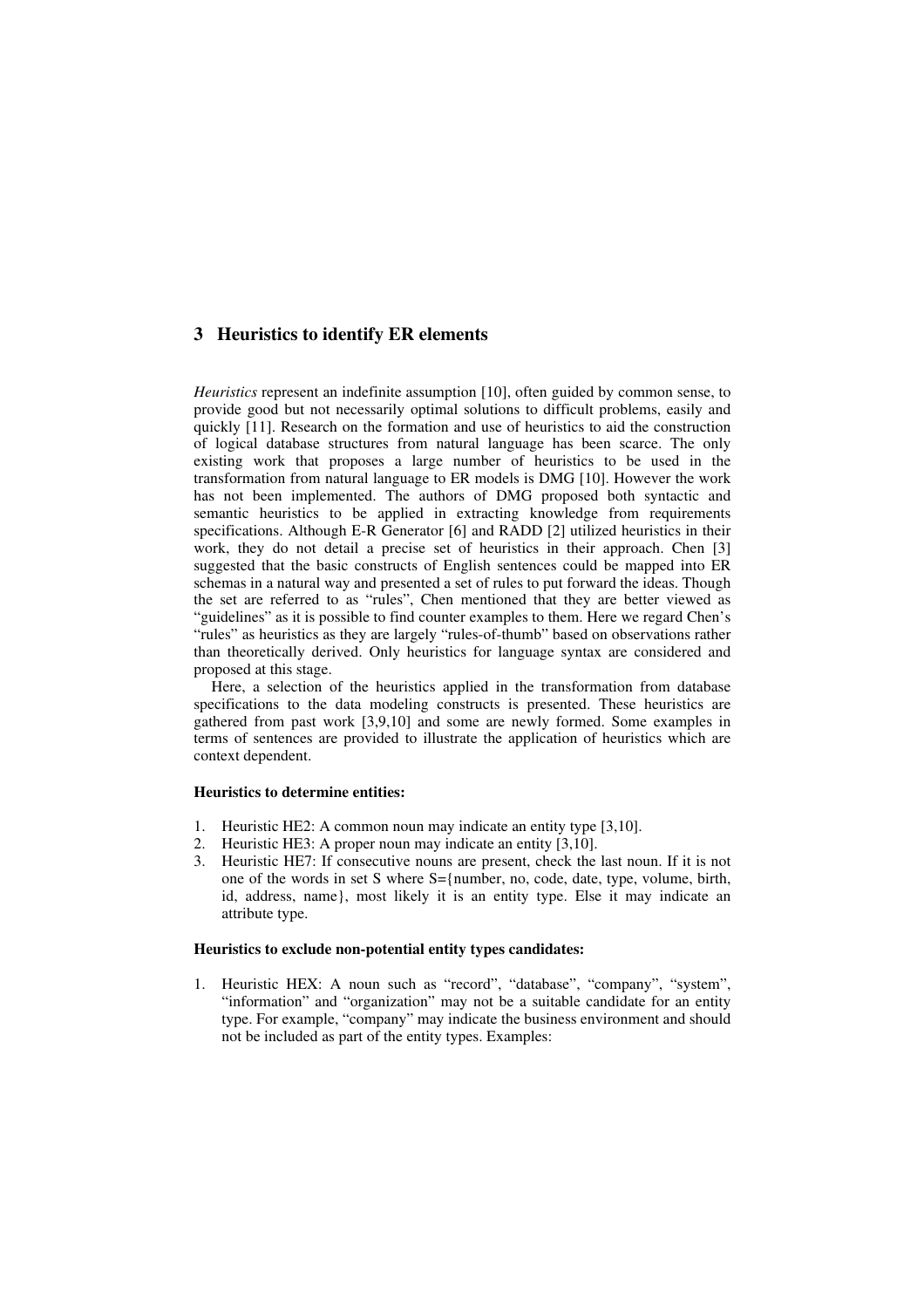## 3 Heuristics to identify ER elements

*Heuristics* represent an indefinite assumption [10], often guided by common sense, to provide good but not necessarily optimal solutions to difficult problems, easily and quickly [11]. Research on the formation and use of heuristics to aid the construction of logical database structures from natural language has been scarce. The only existing work that proposes a large number of heuristics to be used in the transformation from natural language to ER models is DMG [10]. However the work has not been implemented. The authors of DMG proposed both syntactic and semantic heuristics to be applied in extracting knowledge from requirements specifications. Although E-R Generator [6] and RADD [2] utilized heuristics in their work, they do not detail a precise set of heuristics in their approach. Chen [3] suggested that the basic constructs of English sentences could be mapped into ER schemas in a natural way and presented a set of rules to put forward the ideas. Though the set are referred to as "rules", Chen mentioned that they are better viewed as "guidelines" as it is possible to find counter examples to them. Here we regard Chen's "rules" as heuristics as they are largely "rules-of-thumb" based on observations rather than theoretically derived. Only heuristics for language syntax are considered and proposed at this stage.

Here, a selection of the heuristics applied in the transformation from database specifications to the data modeling constructs is presented. These heuristics are gathered from past work [3,9,10] and some are newly formed. Some examples in terms of sentences are provided to illustrate the application of heuristics which are context dependent.

**Heuristics to determine entities:**

1. Heuristic HE2: A common noun may indicate an entity type [3,10].
2. Heuristic HE3: A proper noun may indicate an entity [3,10].
3. Heuristic HE7: If consecutive nouns are present, check the last noun. If it is not one of the words in set S where S={number, no, code, date, type, volume, birth, id, address, name}, most likely it is an entity type. Else it may indicate an attribute type.

**Heuristics to exclude non-potential entity types candidates:**

1. Heuristic HEX: A noun such as "record", "database", "company", "system", "information" and "organization" may not be a suitable candidate for an entity type. For example, "company" may indicate the business environment and should not be included as part of the entity types. Examples: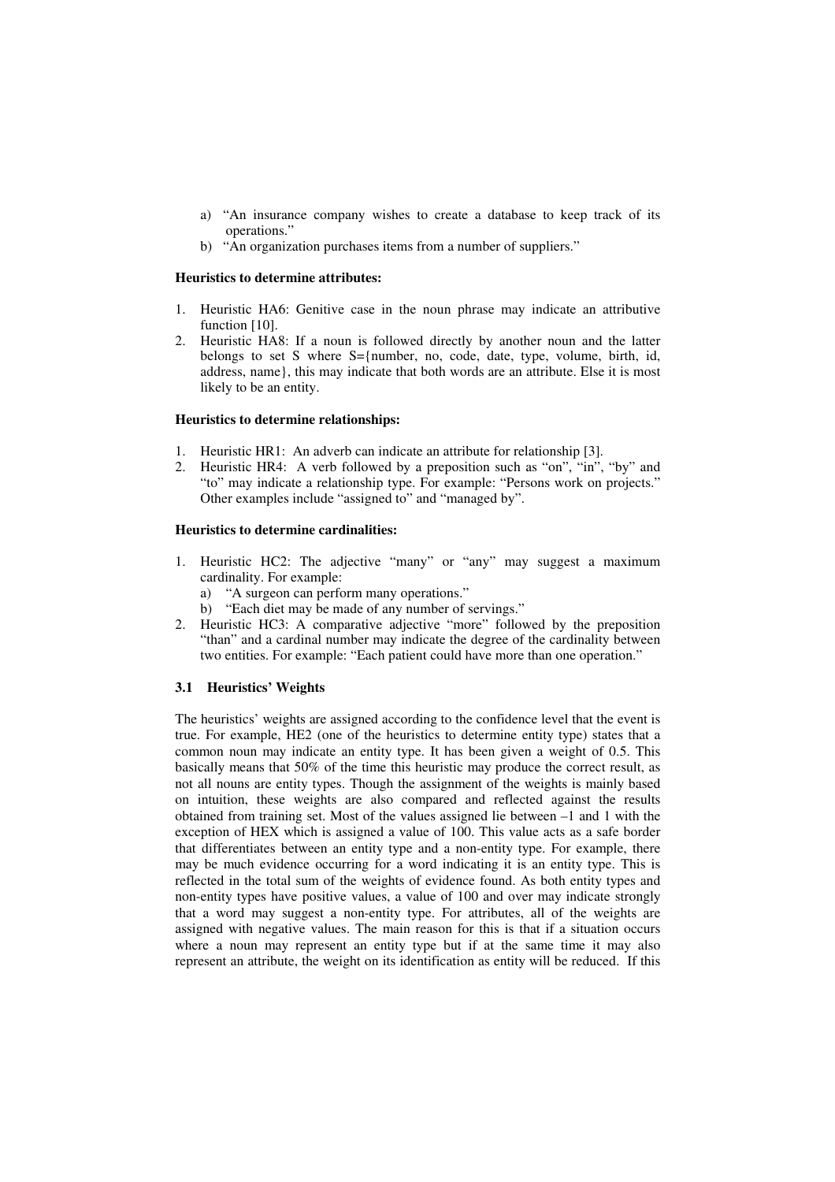a) "An insurance company wishes to create a database to keep track of its operations."
b) "An organization purchases items from a number of suppliers."

**Heuristics to determine attributes:**

1. Heuristic HA6: Genitive case in the noun phrase may indicate an attributive function [10].
2. Heuristic HA8: If a noun is followed directly by another noun and the latter belongs to set S where S={number, no, code, date, type, volume, birth, id, address, name}, this may indicate that both words are an attribute. Else it is most likely to be an entity.

**Heuristics to determine relationships:**

1. Heuristic HR1: An adverb can indicate an attribute for relationship [3].
2. Heuristic HR4: A verb followed by a preposition such as "on", "in", "by" and "to" may indicate a relationship type. For example: "Persons work on projects." Other examples include "assigned to" and "managed by".

**Heuristics to determine cardinalities:**

1. Heuristic HC2: The adjective "many" or "any" may suggest a maximum cardinality. For example:
   a) "A surgeon can perform many operations."
   b) "Each diet may be made of any number of servings."
2. Heuristic HC3: A comparative adjective "more" followed by the preposition "than" and a cardinal number may indicate the degree of the cardinality between two entities. For example: "Each patient could have more than one operation."

### 3.1 Heuristics' Weights

The heuristics' weights are assigned according to the confidence level that the event is true. For example, HE2 (one of the heuristics to determine entity type) states that a common noun may indicate an entity type. It has been given a weight of 0.5. This basically means that 50% of the time this heuristic may produce the correct result, as not all nouns are entity types. Though the assignment of the weights is mainly based on intuition, these weights are also compared and reflected against the results obtained from training set. Most of the values assigned lie between –1 and 1 with the exception of HEX which is assigned a value of 100. This value acts as a safe border that differentiates between an entity type and a non-entity type. For example, there may be much evidence occurring for a word indicating it is an entity type. This is reflected in the total sum of the weights of evidence found. As both entity types and non-entity types have positive values, a value of 100 and over may indicate strongly that a word may suggest a non-entity type. For attributes, all of the weights are assigned with negative values. The main reason for this is that if a situation occurs where a noun may represent an entity type but if at the same time it may also represent an attribute, the weight on its identification as entity will be reduced. If this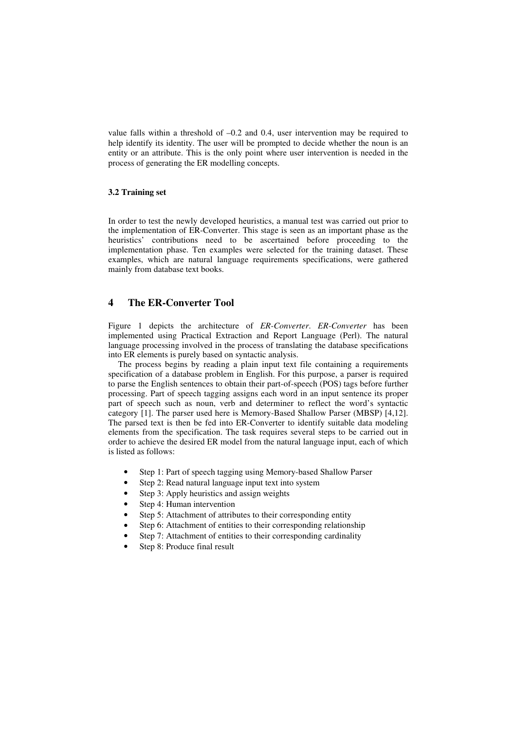value falls within a threshold of –0.2 and 0.4, user intervention may be required to help identify its identity. The user will be prompted to decide whether the noun is an entity or an attribute. This is the only point where user intervention is needed in the process of generating the ER modelling concepts.

### 3.2 Training set

In order to test the newly developed heuristics, a manual test was carried out prior to the implementation of ER-Converter. This stage is seen as an important phase as the heuristics' contributions need to be ascertained before proceeding to the implementation phase. Ten examples were selected for the training dataset. These examples, which are natural language requirements specifications, were gathered mainly from database text books.

## 4 The ER-Converter Tool

Figure 1 depicts the architecture of *ER-Converter*. *ER-Converter* has been implemented using Practical Extraction and Report Language (Perl). The natural language processing involved in the process of translating the database specifications into ER elements is purely based on syntactic analysis.

The process begins by reading a plain input text file containing a requirements specification of a database problem in English. For this purpose, a parser is required to parse the English sentences to obtain their part-of-speech (POS) tags before further processing. Part of speech tagging assigns each word in an input sentence its proper part of speech such as noun, verb and determiner to reflect the word's syntactic category [1]. The parser used here is Memory-Based Shallow Parser (MBSP) [4,12]. The parsed text is then be fed into ER-Converter to identify suitable data modeling elements from the specification. The task requires several steps to be carried out in order to achieve the desired ER model from the natural language input, each of which is listed as follows:

- Step 1: Part of speech tagging using Memory-based Shallow Parser
- Step 2: Read natural language input text into system
- Step 3: Apply heuristics and assign weights
- Step 4: Human intervention
- Step 5: Attachment of attributes to their corresponding entity
- Step 6: Attachment of entities to their corresponding relationship
- Step 7: Attachment of entities to their corresponding cardinality
- Step 8: Produce final result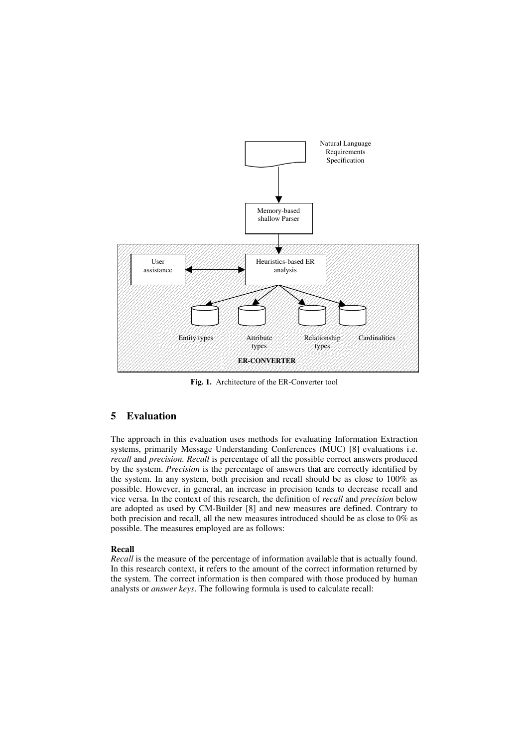Fig. 1. Architecture of the ER-Converter tool

## 5 Evaluation

The approach in this evaluation uses methods for evaluating Information Extraction systems, primarily Message Understanding Conferences (MUC) [8] evaluations i.e. *recall* and *precision. Recall* is percentage of all the possible correct answers produced by the system. *Precision* is the percentage of answers that are correctly identified by the system. In any system, both precision and recall should be as close to 100% as possible. However, in general, an increase in precision tends to decrease recall and vice versa. In the context of this research, the definition of *recall* and *precision* below are adopted as used by CM-Builder [8] and new measures are defined. Contrary to both precision and recall, all the new measures introduced should be as close to 0% as possible. The measures employed are as follows:

**Recall**

*Recall* is the measure of the percentage of information available that is actually found. In this research context, it refers to the amount of the correct information returned by the system. The correct information is then compared with those produced by human analysts or *answer keys*. The following formula is used to calculate recall: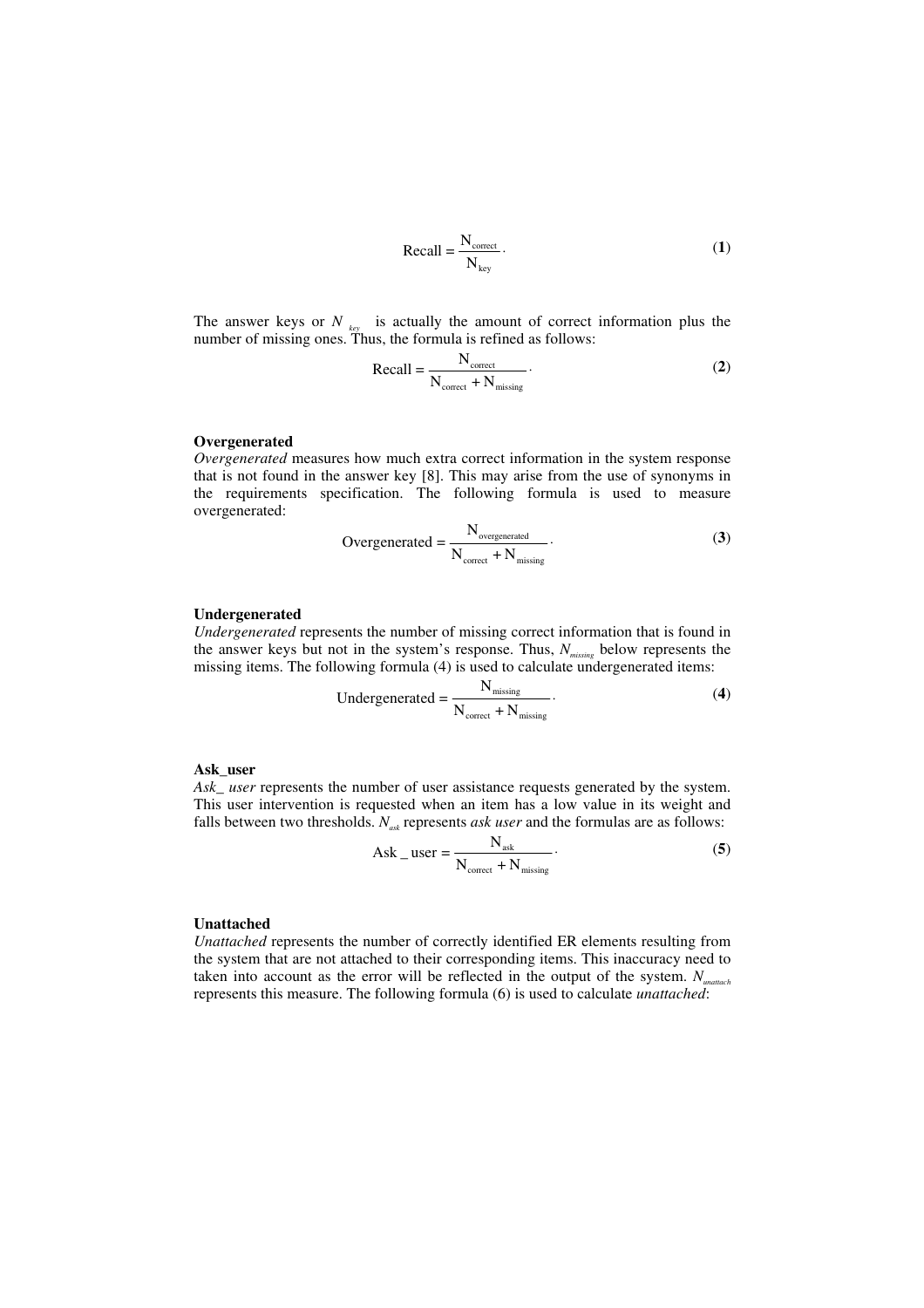$$\text{Recall} = \frac{N_{\text{correct}}}{N_{\text{key}}}. \tag{1}$$

The answer keys or $N_{key}$ is actually the amount of correct information plus the number of missing ones. Thus, the formula is refined as follows:

$$\text{Recall} = \frac{N_{\text{correct}}}{N_{\text{correct}} + N_{\text{missing}}}. \tag{2}$$

**Overgenerated**

*Overgenerated* measures how much extra correct information in the system response that is not found in the answer key [8]. This may arise from the use of synonyms in the requirements specification. The following formula is used to measure overgenerated:

$$\text{Overgenerated} = \frac{N_{\text{overgenerated}}}{N_{\text{correct}} + N_{\text{missing}}}. \tag{3}$$

**Undergenerated**

*Undergenerated* represents the number of missing correct information that is found in the answer keys but not in the system's response. Thus, $N_{missing}$ below represents the missing items. The following formula (4) is used to calculate undergenerated items:

$$\text{Undergenerated} = \frac{N_{\text{missing}}}{N_{\text{correct}} + N_{\text{missing}}}. \tag{4}$$

**Ask_user**

*Ask_ user* represents the number of user assistance requests generated by the system. This user intervention is requested when an item has a low value in its weight and falls between two thresholds. $N_{ask}$ represents *ask user* and the formulas are as follows:

$$\text{Ask\_user} = \frac{N_{\text{ask}}}{N_{\text{correct}} + N_{\text{missing}}}. \tag{5}$$

**Unattached**

*Unattached* represents the number of correctly identified ER elements resulting from the system that are not attached to their corresponding items. This inaccuracy need to taken into account as the error will be reflected in the output of the system. $N_{unattach}$ represents this measure. The following formula (6) is used to calculate *unattached*: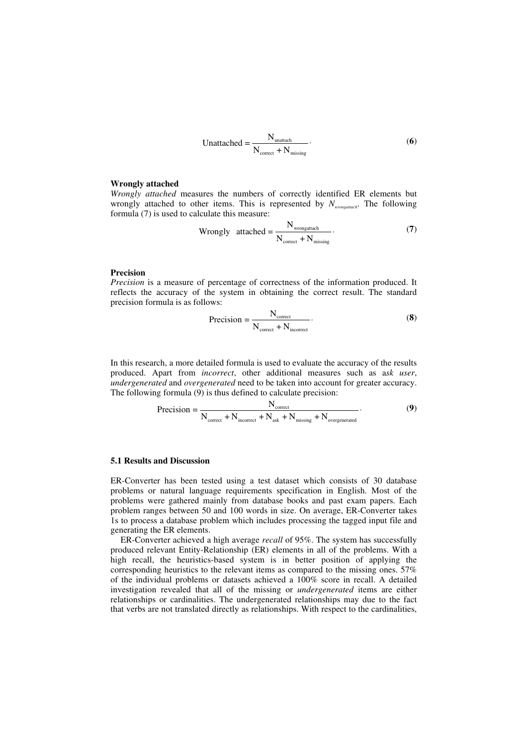$$\text{Unattached} = \frac{N_{\text{unattach}}}{N_{\text{correct}} + N_{\text{missing}}}. \quad (\mathbf{6})$$

**Wrongly attached**

*Wrongly attached* measures the numbers of correctly identified ER elements but wrongly attached to other items. This is represented by $N_{wrongattach}$. The following formula (7) is used to calculate this measure:

$$\text{Wrongly attached} = \frac{N_{\text{wrongattach}}}{N_{\text{correct}} + N_{\text{missing}}}. \quad (\mathbf{7})$$

**Precision**

*Precision* is a measure of percentage of correctness of the information produced. It reflects the accuracy of the system in obtaining the correct result. The standard precision formula is as follows:

$$\text{Precision} = \frac{N_{\text{correct}}}{N_{\text{correct}} + N_{\text{incorrect}}}. \quad (\mathbf{8})$$

In this research, a more detailed formula is used to evaluate the accuracy of the results produced. Apart from *incorrect*, other additional measures such as a*sk user*, *undergenerated* and *overgenerated* need to be taken into account for greater accuracy. The following formula (9) is thus defined to calculate precision:

$$\text{Precision} = \frac{N_{\text{correct}}}{N_{\text{correct}} + N_{\text{incorrect}} + N_{\text{ask}} + N_{\text{missing}} + N_{\text{overgenerated}}}. \quad (\mathbf{9})$$

### 5.1 Results and Discussion

ER-Converter has been tested using a test dataset which consists of 30 database problems or natural language requirements specification in English. Most of the problems were gathered mainly from database books and past exam papers. Each problem ranges between 50 and 100 words in size. On average, ER-Converter takes 1s to process a database problem which includes processing the tagged input file and generating the ER elements.

ER-Converter achieved a high average *recall* of 95%. The system has successfully produced relevant Entity-Relationship (ER) elements in all of the problems. With a high recall, the heuristics-based system is in better position of applying the corresponding heuristics to the relevant items as compared to the missing ones. 57% of the individual problems or datasets achieved a 100% score in recall. A detailed investigation revealed that all of the missing or *undergenerated* items are either relationships or cardinalities. The undergenerated relationships may due to the fact that verbs are not translated directly as relationships. With respect to the cardinalities,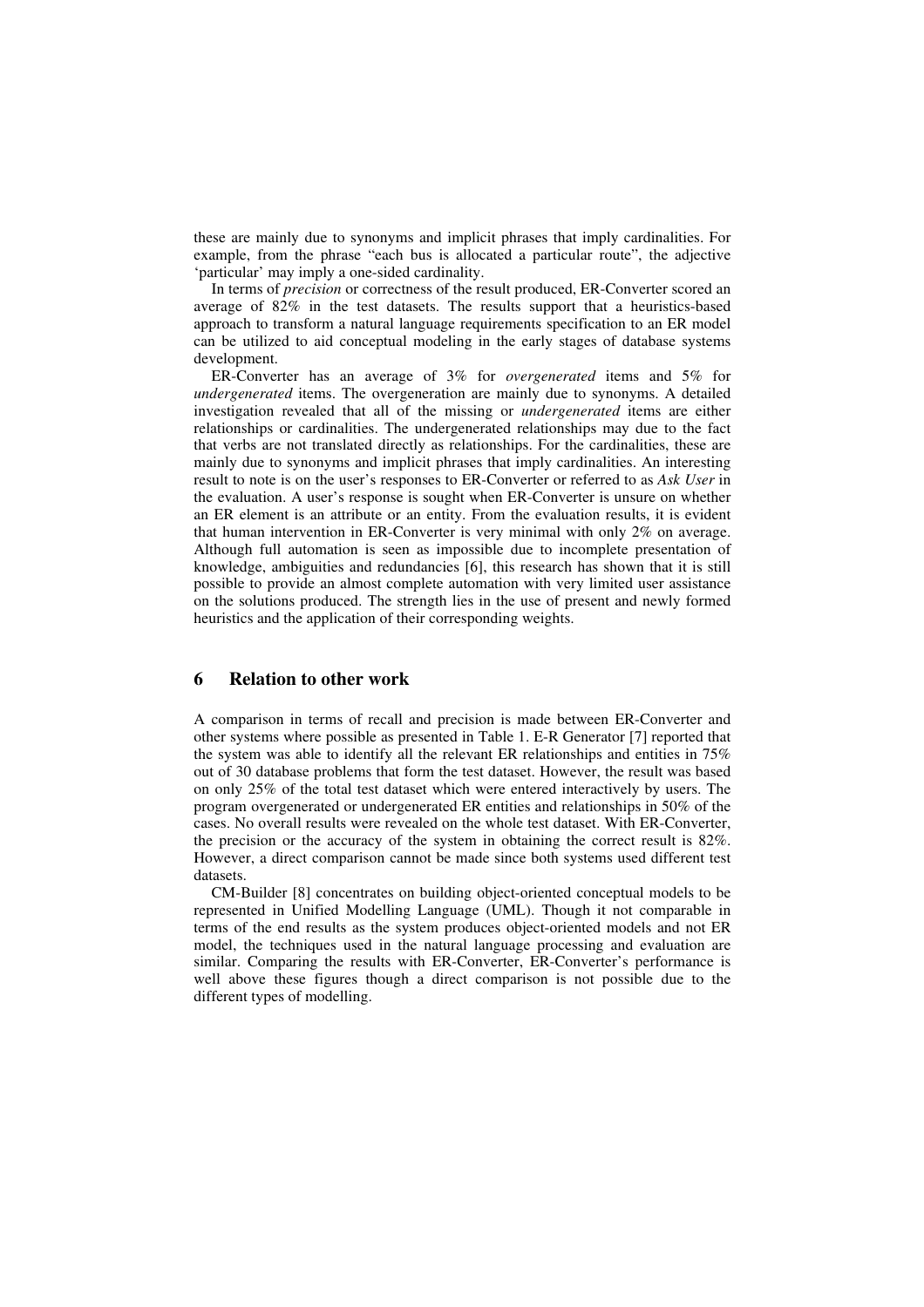these are mainly due to synonyms and implicit phrases that imply cardinalities. For example, from the phrase "each bus is allocated a particular route", the adjective 'particular' may imply a one-sided cardinality.

In terms of *precision* or correctness of the result produced, ER-Converter scored an average of 82% in the test datasets. The results support that a heuristics-based approach to transform a natural language requirements specification to an ER model can be utilized to aid conceptual modeling in the early stages of database systems development.

ER-Converter has an average of 3% for *overgenerated* items and 5% for *undergenerated* items. The overgeneration are mainly due to synonyms. A detailed investigation revealed that all of the missing or *undergenerated* items are either relationships or cardinalities. The undergenerated relationships may due to the fact that verbs are not translated directly as relationships. For the cardinalities, these are mainly due to synonyms and implicit phrases that imply cardinalities. An interesting result to note is on the user's responses to ER-Converter or referred to as *Ask User* in the evaluation. A user's response is sought when ER-Converter is unsure on whether an ER element is an attribute or an entity. From the evaluation results, it is evident that human intervention in ER-Converter is very minimal with only 2% on average. Although full automation is seen as impossible due to incomplete presentation of knowledge, ambiguities and redundancies [6], this research has shown that it is still possible to provide an almost complete automation with very limited user assistance on the solutions produced. The strength lies in the use of present and newly formed heuristics and the application of their corresponding weights.

## 6 Relation to other work

A comparison in terms of recall and precision is made between ER-Converter and other systems where possible as presented in Table 1. E-R Generator [7] reported that the system was able to identify all the relevant ER relationships and entities in 75% out of 30 database problems that form the test dataset. However, the result was based on only 25% of the total test dataset which were entered interactively by users. The program overgenerated or undergenerated ER entities and relationships in 50% of the cases. No overall results were revealed on the whole test dataset. With ER-Converter, the precision or the accuracy of the system in obtaining the correct result is 82%. However, a direct comparison cannot be made since both systems used different test datasets.

CM-Builder [8] concentrates on building object-oriented conceptual models to be represented in Unified Modelling Language (UML). Though it not comparable in terms of the end results as the system produces object-oriented models and not ER model, the techniques used in the natural language processing and evaluation are similar. Comparing the results with ER-Converter, ER-Converter's performance is well above these figures though a direct comparison is not possible due to the different types of modelling.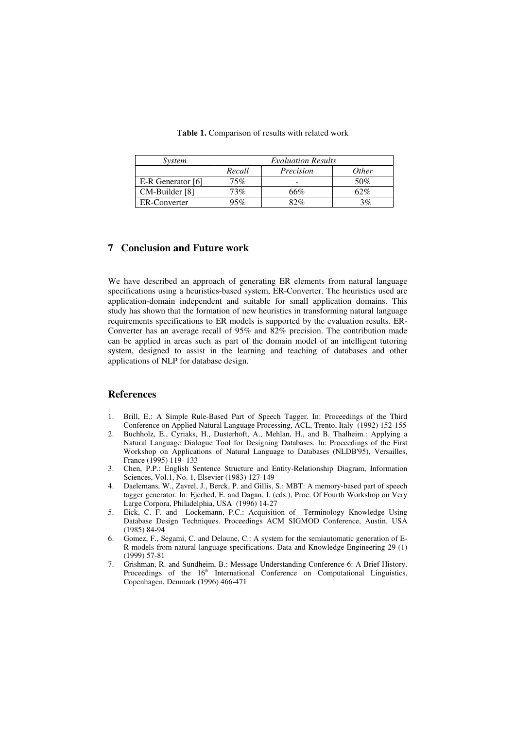**Table 1.** Comparison of results with related work

| *System* | *Evaluation Results* | | |
|---|---|---|---|
| | *Recall* | *Precision* | *Other* |
| E-R Generator [6] | 75% | - | 50% |
| CM-Builder [8] | 73% | 66% | 62% |
| ER-Converter | 95% | 82% | 3% |

## 7 Conclusion and Future work

We have described an approach of generating ER elements from natural language specifications using a heuristics-based system, ER-Converter. The heuristics used are application-domain independent and suitable for small application domains. This study has shown that the formation of new heuristics in transforming natural language requirements specifications to ER models is supported by the evaluation results. ER-Converter has an average recall of 95% and 82% precision. The contribution made can be applied in areas such as part of the domain model of an intelligent tutoring system, designed to assist in the learning and teaching of databases and other applications of NLP for database design.

## References

1. Brill, E.: A Simple Rule-Based Part of Speech Tagger. In: Proceedings of the Third Conference on Applied Natural Language Processing, ACL, Trento, Italy (1992) 152-155
2. Buchholz, E., Cyriaks, H., Dusterhoft, A., Mehlan, H., and B. Thalheim.: Applying a Natural Language Dialogue Tool for Designing Databases. In: Proceedings of the First Workshop on Applications of Natural Language to Databases (NLDB'95), Versailles, France (1995) 119- 133
3. Chen, P.P.: English Sentence Structure and Entity-Relationship Diagram, Information Sciences, Vol.1, No. 1, Elsevier (1983) 127-149
4. Daelemans, W., Zavrel, J., Berck, P. and Gillis, S.: MBT: A memory-based part of speech tagger generator. In: Ejerhed, E. and Dagan, I. (eds.), Proc. Of Fourth Workshop on Very Large Corpora, Philadelphia, USA (1996) 14-27
5. Eick, C. F. and Lockemann, P.C.: Acquisition of Terminology Knowledge Using Database Design Techniques. Proceedings ACM SIGMOD Conference, Austin, USA (1985) 84-94
6. Gomez, F., Segami, C. and Delaune, C.: A system for the semiautomatic generation of E-R models from natural language specifications. Data and Knowledge Engineering 29 (1) (1999) 57-81
7. Grishman, R. and Sundheim, B.: Message Understanding Conference-6: A Brief History. Proceedings of the 16th International Conference on Computational Linguistics, Copenhagen, Denmark (1996) 466-471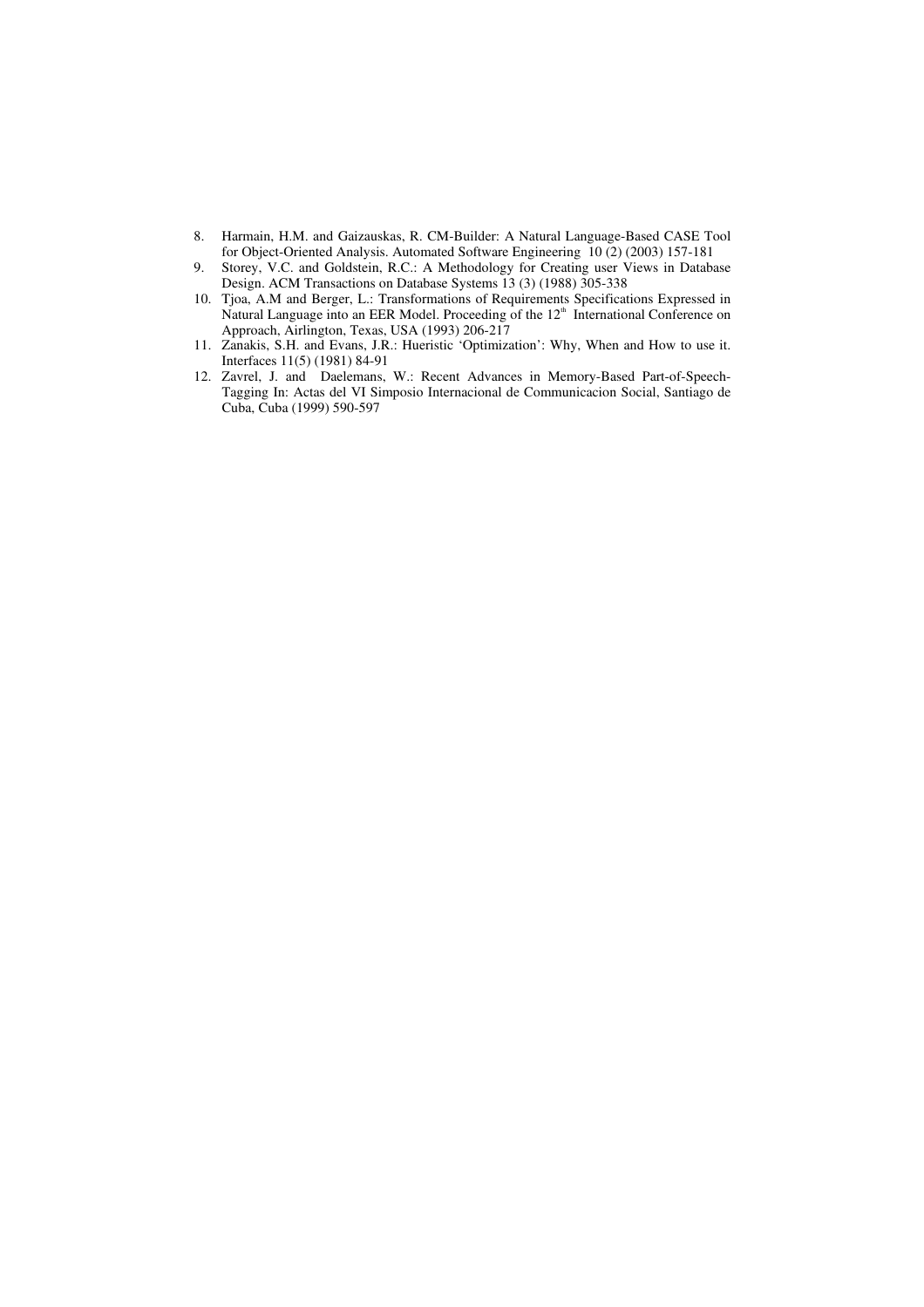8. Harmain, H.M. and Gaizauskas, R. CM-Builder: A Natural Language-Based CASE Tool for Object-Oriented Analysis. Automated Software Engineering 10 (2) (2003) 157-181
9. Storey, V.C. and Goldstein, R.C.: A Methodology for Creating user Views in Database Design. ACM Transactions on Database Systems 13 (3) (1988) 305-338
10. Tjoa, A.M and Berger, L.: Transformations of Requirements Specifications Expressed in Natural Language into an EER Model. Proceeding of the 12th International Conference on Approach, Airlington, Texas, USA (1993) 206-217
11. Zanakis, S.H. and Evans, J.R.: Hueristic 'Optimization': Why, When and How to use it. Interfaces 11(5) (1981) 84-91
12. Zavrel, J. and Daelemans, W.: Recent Advances in Memory-Based Part-of-Speech-Tagging In: Actas del VI Simposio Internacional de Communicacion Social, Santiago de Cuba, Cuba (1999) 590-597